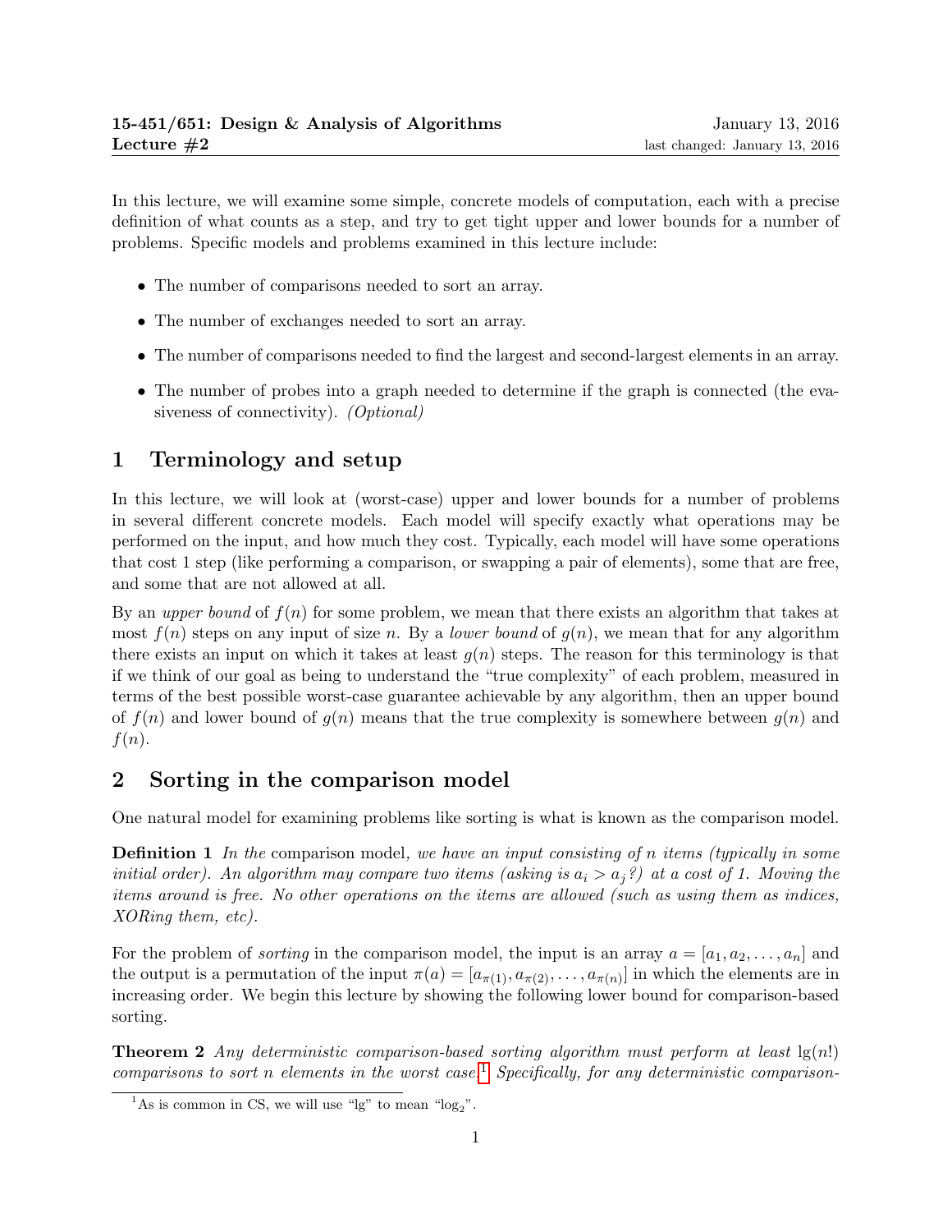**15-451/651: Design & Analysis of Algorithms** January 13, 2016
**Lecture #2** last changed: January 13, 2016

In this lecture, we will examine some simple, concrete models of computation, each with a precise definition of what counts as a step, and try to get tight upper and lower bounds for a number of problems. Specific models and problems examined in this lecture include:

- The number of comparisons needed to sort an array.
- The number of exchanges needed to sort an array.
- The number of comparisons needed to find the largest and second-largest elements in an array.
- The number of probes into a graph needed to determine if the graph is connected (the evasiveness of connectivity). *(Optional)*

# 1 Terminology and setup

In this lecture, we will look at (worst-case) upper and lower bounds for a number of problems in several different concrete models. Each model will specify exactly what operations may be performed on the input, and how much they cost. Typically, each model will have some operations that cost 1 step (like performing a comparison, or swapping a pair of elements), some that are free, and some that are not allowed at all.

By an *upper bound* of $f(n)$ for some problem, we mean that there exists an algorithm that takes at most $f(n)$ steps on any input of size $n$. By a *lower bound* of $g(n)$, we mean that for any algorithm there exists an input on which it takes at least $g(n)$ steps. The reason for this terminology is that if we think of our goal as being to understand the "true complexity" of each problem, measured in terms of the best possible worst-case guarantee achievable by any algorithm, then an upper bound of $f(n)$ and lower bound of $g(n)$ means that the true complexity is somewhere between $g(n)$ and $f(n)$.

# 2 Sorting in the comparison model

One natural model for examining problems like sorting is what is known as the comparison model.

**Definition 1** *In the* comparison model*, we have an input consisting of $n$ items (typically in some initial order). An algorithm may compare two items (asking is $a_i > a_j$?) at a cost of 1. Moving the items around is free. No other operations on the items are allowed (such as using them as indices, XORing them, etc).*

For the problem of *sorting* in the comparison model, the input is an array $a = [a_1, a_2, \ldots, a_n]$ and the output is a permutation of the input $\pi(a) = [a_{\pi(1)}, a_{\pi(2)}, \ldots, a_{\pi(n)}]$ in which the elements are in increasing order. We begin this lecture by showing the following lower bound for comparison-based sorting.

**Theorem 2** *Any deterministic comparison-based sorting algorithm must perform at least $\lg(n!)$ comparisons to sort $n$ elements in the worst case.*[1] *Specifically, for any deterministic comparison-*

[1] As is common in CS, we will use "lg" to mean "$\log_2$".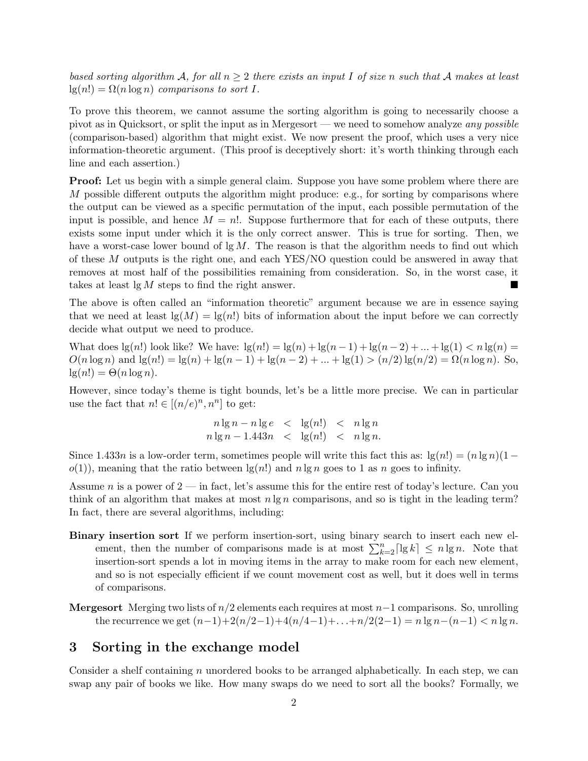*based sorting algorithm $\mathcal{A}$, for all $n \geq 2$ there exists an input $I$ of size $n$ such that $\mathcal{A}$ makes at least $\lg(n!) = \Omega(n \log n)$ comparisons to sort $I$.*

To prove this theorem, we cannot assume the sorting algorithm is going to necessarily choose a pivot as in Quicksort, or split the input as in Mergesort — we need to somehow analyze *any possible* (comparison-based) algorithm that might exist. We now present the proof, which uses a very nice information-theoretic argument. (This proof is deceptively short: it's worth thinking through each line and each assertion.)

**Proof:** Let us begin with a simple general claim. Suppose you have some problem where there are $M$ possible different outputs the algorithm might produce: e.g., for sorting by comparisons where the output can be viewed as a specific permutation of the input, each possible permutation of the input is possible, and hence $M = n!$. Suppose furthermore that for each of these outputs, there exists some input under which it is the only correct answer. This is true for sorting. Then, we have a worst-case lower bound of $\lg M$. The reason is that the algorithm needs to find out which of these $M$ outputs is the right one, and each YES/NO question could be answered in away that removes at most half of the possibilities remaining from consideration. So, in the worst case, it takes at least $\lg M$ steps to find the right answer. ■

The above is often called an "information theoretic" argument because we are in essence saying that we need at least $\lg(M) = \lg(n!)$ bits of information about the input before we can correctly decide what output we need to produce.

What does $\lg(n!)$ look like? We have: $\lg(n!) = \lg(n) + \lg(n-1) + \lg(n-2) + ... + \lg(1) < n\lg(n) = O(n \log n)$ and $\lg(n!) = \lg(n) + \lg(n-1) + \lg(n-2) + ... + \lg(1) > (n/2)\lg(n/2) = \Omega(n \log n)$. So, $\lg(n!) = \Theta(n \log n)$.

However, since today's theme is tight bounds, let's be a little more precise. We can in particular use the fact that $n! \in [(n/e)^n, n^n]$ to get:

$$\begin{array}{rcccl} n\lg n - n\lg e & < & \lg(n!) & < & n\lg n \\ n\lg n - 1.443n & < & \lg(n!) & < & n\lg n. \end{array}$$

Since $1.433n$ is a low-order term, sometimes people will write this fact this as: $\lg(n!) = (n\lg n)(1 - o(1))$, meaning that the ratio between $\lg(n!)$ and $n\lg n$ goes to 1 as $n$ goes to infinity.

Assume $n$ is a power of 2 — in fact, let's assume this for the entire rest of today's lecture. Can you think of an algorithm that makes at most $n\lg n$ comparisons, and so is tight in the leading term? In fact, there are several algorithms, including:

**Binary insertion sort** If we perform insertion-sort, using binary search to insert each new element, then the number of comparisons made is at most $\sum_{k=2}^{n} \lceil \lg k \rceil \leq n\lg n$. Note that insertion-sort spends a lot in moving items in the array to make room for each new element, and so is not especially efficient if we count movement cost as well, but it does well in terms of comparisons.

**Mergesort** Merging two lists of $n/2$ elements each requires at most $n-1$ comparisons. So, unrolling the recurrence we get $(n-1) + 2(n/2-1) + 4(n/4-1) + \ldots + n/2(2-1) = n\lg n - (n-1) < n\lg n$.

## 3 Sorting in the exchange model

Consider a shelf containing $n$ unordered books to be arranged alphabetically. In each step, we can swap any pair of books we like. How many swaps do we need to sort all the books? Formally, we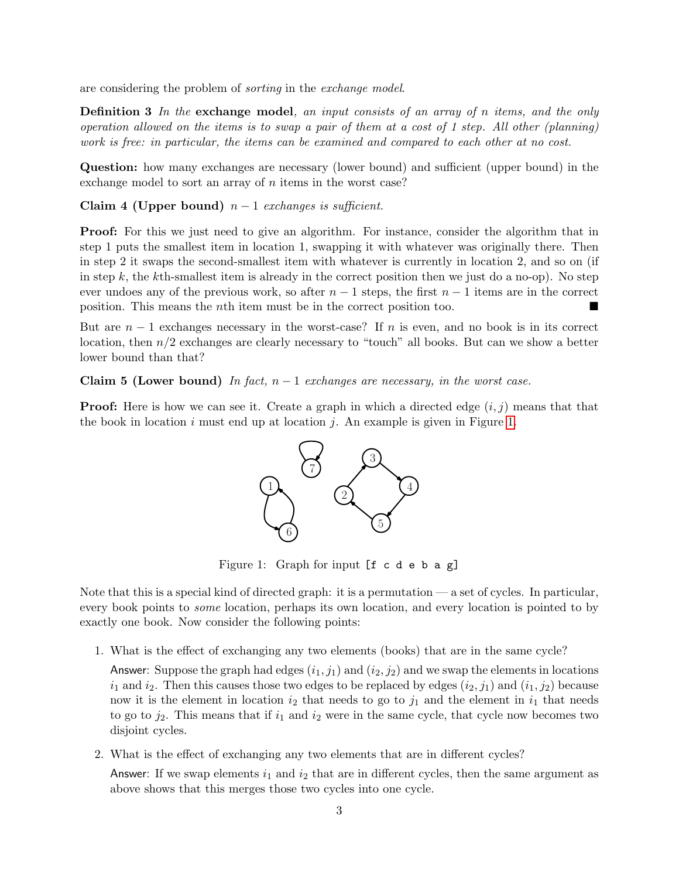are considering the problem of *sorting* in the *exchange model*.

**Definition 3** *In the* **exchange model***, an input consists of an array of $n$ items, and the only operation allowed on the items is to swap a pair of them at a cost of 1 step. All other (planning) work is free: in particular, the items can be examined and compared to each other at no cost.*

**Question:** how many exchanges are necessary (lower bound) and sufficient (upper bound) in the exchange model to sort an array of $n$ items in the worst case?

**Claim 4 (Upper bound)** *$n - 1$ exchanges is sufficient.*

**Proof:** For this we just need to give an algorithm. For instance, consider the algorithm that in step 1 puts the smallest item in location 1, swapping it with whatever was originally there. Then in step 2 it swaps the second-smallest item with whatever is currently in location 2, and so on (if in step $k$, the $k$th-smallest item is already in the correct position then we just do a no-op). No step ever undoes any of the previous work, so after $n-1$ steps, the first $n-1$ items are in the correct position. This means the $n$th item must be in the correct position too. ■

But are $n - 1$ exchanges necessary in the worst-case? If $n$ is even, and no book is in its correct location, then $n/2$ exchanges are clearly necessary to "touch" all books. But can we show a better lower bound than that?

**Claim 5 (Lower bound)** *In fact, $n - 1$ exchanges are necessary, in the worst case.*

**Proof:** Here is how we can see it. Create a graph in which a directed edge $(i, j)$ means that that the book in location $i$ must end up at location $j$. An example is given in Figure 1.

Figure 1: Graph for input `[f c d e b a g]`

Note that this is a special kind of directed graph: it is a permutation — a set of cycles. In particular, every book points to *some* location, perhaps its own location, and every location is pointed to by exactly one book. Now consider the following points:

1. What is the effect of exchanging any two elements (books) that are in the same cycle?

   Answer: Suppose the graph had edges $(i_1, j_1)$ and $(i_2, j_2)$ and we swap the elements in locations $i_1$ and $i_2$. Then this causes those two edges to be replaced by edges $(i_2, j_1)$ and $(i_1, j_2)$ because now it is the element in location $i_2$ that needs to go to $j_1$ and the element in $i_1$ that needs to go to $j_2$. This means that if $i_1$ and $i_2$ were in the same cycle, that cycle now becomes two disjoint cycles.

2. What is the effect of exchanging any two elements that are in different cycles?

   Answer: If we swap elements $i_1$ and $i_2$ that are in different cycles, then the same argument as above shows that this merges those two cycles into one cycle.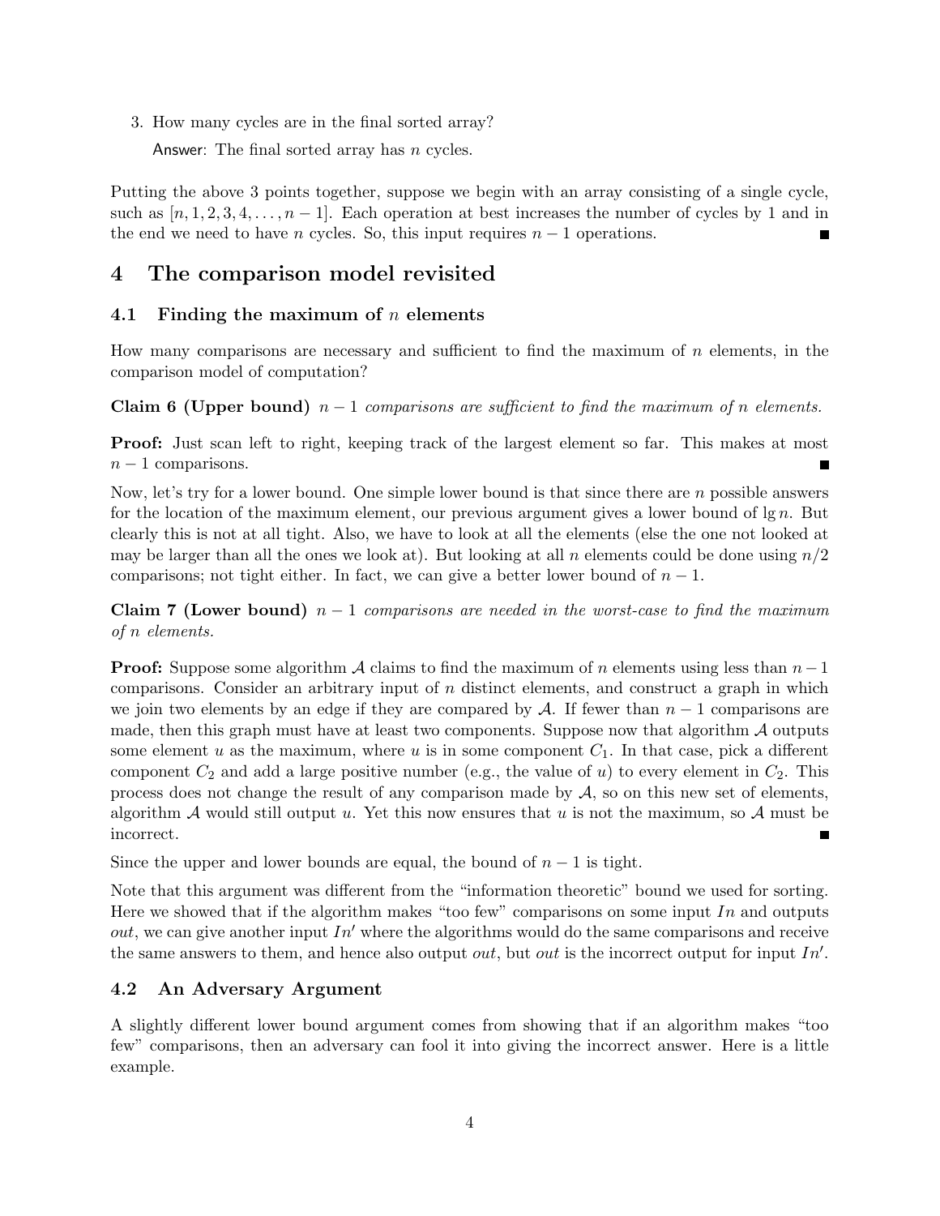3. How many cycles are in the final sorted array?

   Answer: The final sorted array has $n$ cycles.

Putting the above 3 points together, suppose we begin with an array consisting of a single cycle, such as $[n, 1, 2, 3, 4, \ldots, n-1]$. Each operation at best increases the number of cycles by 1 and in the end we need to have $n$ cycles. So, this input requires $n-1$ operations. ■

# 4 The comparison model revisited

## 4.1 Finding the maximum of $n$ elements

How many comparisons are necessary and sufficient to find the maximum of $n$ elements, in the comparison model of computation?

**Claim 6 (Upper bound)** *$n-1$ comparisons are sufficient to find the maximum of $n$ elements.*

**Proof:** Just scan left to right, keeping track of the largest element so far. This makes at most $n-1$ comparisons. ■

Now, let's try for a lower bound. One simple lower bound is that since there are $n$ possible answers for the location of the maximum element, our previous argument gives a lower bound of $\lg n$. But clearly this is not at all tight. Also, we have to look at all the elements (else the one not looked at may be larger than all the ones we look at). But looking at all $n$ elements could be done using $n/2$ comparisons; not tight either. In fact, we can give a better lower bound of $n-1$.

**Claim 7 (Lower bound)** *$n-1$ comparisons are needed in the worst-case to find the maximum of $n$ elements.*

**Proof:** Suppose some algorithm $\mathcal{A}$ claims to find the maximum of $n$ elements using less than $n-1$ comparisons. Consider an arbitrary input of $n$ distinct elements, and construct a graph in which we join two elements by an edge if they are compared by $\mathcal{A}$. If fewer than $n-1$ comparisons are made, then this graph must have at least two components. Suppose now that algorithm $\mathcal{A}$ outputs some element $u$ as the maximum, where $u$ is in some component $C_1$. In that case, pick a different component $C_2$ and add a large positive number (e.g., the value of $u$) to every element in $C_2$. This process does not change the result of any comparison made by $\mathcal{A}$, so on this new set of elements, algorithm $\mathcal{A}$ would still output $u$. Yet this now ensures that $u$ is not the maximum, so $\mathcal{A}$ must be incorrect. ■

Since the upper and lower bounds are equal, the bound of $n-1$ is tight.

Note that this argument was different from the "information theoretic" bound we used for sorting. Here we showed that if the algorithm makes "too few" comparisons on some input $In$ and outputs $out$, we can give another input $In'$ where the algorithms would do the same comparisons and receive the same answers to them, and hence also output $out$, but $out$ is the incorrect output for input $In'$.

## 4.2 An Adversary Argument

A slightly different lower bound argument comes from showing that if an algorithm makes "too few" comparisons, then an adversary can fool it into giving the incorrect answer. Here is a little example.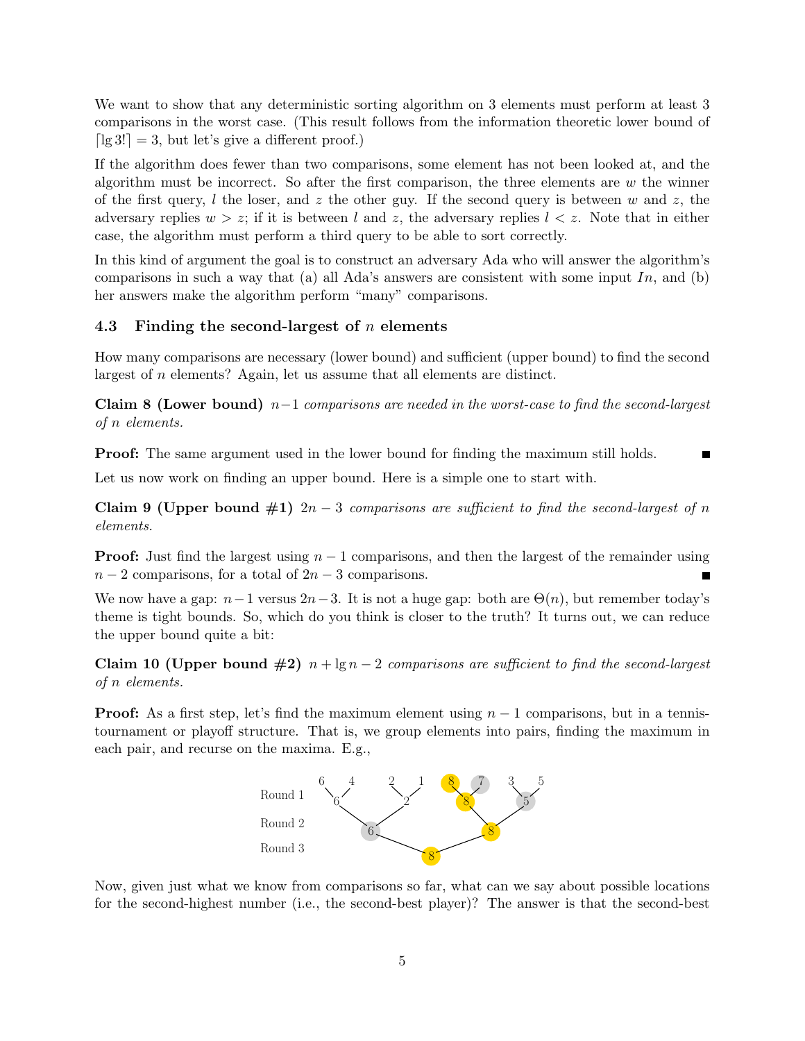We want to show that any deterministic sorting algorithm on 3 elements must perform at least 3 comparisons in the worst case. (This result follows from the information theoretic lower bound of $\lceil \lg 3! \rceil = 3$, but let's give a different proof.)

If the algorithm does fewer than two comparisons, some element has not been looked at, and the algorithm must be incorrect. So after the first comparison, the three elements are $w$ the winner of the first query, $l$ the loser, and $z$ the other guy. If the second query is between $w$ and $z$, the adversary replies $w > z$; if it is between $l$ and $z$, the adversary replies $l < z$. Note that in either case, the algorithm must perform a third query to be able to sort correctly.

In this kind of argument the goal is to construct an adversary Ada who will answer the algorithm's comparisons in such a way that (a) all Ada's answers are consistent with some input $In$, and (b) her answers make the algorithm perform "many" comparisons.

### 4.3 Finding the second-largest of $n$ elements

How many comparisons are necessary (lower bound) and sufficient (upper bound) to find the second largest of $n$ elements? Again, let us assume that all elements are distinct.

**Claim 8 (Lower bound)** *$n-1$ comparisons are needed in the worst-case to find the second-largest of $n$ elements.*

**Proof:** The same argument used in the lower bound for finding the maximum still holds. ∎

Let us now work on finding an upper bound. Here is a simple one to start with.

**Claim 9 (Upper bound #1)** *$2n-3$ comparisons are sufficient to find the second-largest of $n$ elements.*

**Proof:** Just find the largest using $n-1$ comparisons, and then the largest of the remainder using $n-2$ comparisons, for a total of $2n-3$ comparisons. ∎

We now have a gap: $n-1$ versus $2n-3$. It is not a huge gap: both are $\Theta(n)$, but remember today's theme is tight bounds. So, which do you think is closer to the truth? It turns out, we can reduce the upper bound quite a bit:

**Claim 10 (Upper bound #2)** *$n + \lg n - 2$ comparisons are sufficient to find the second-largest of $n$ elements.*

**Proof:** As a first step, let's find the maximum element using $n-1$ comparisons, but in a tennis-tournament or playoff structure. That is, we group elements into pairs, finding the maximum in each pair, and recurse on the maxima. E.g.,

```
            6   4     2   1     8   7     3   5
Round 1      \ /       \ /       \ /       \ /
              6         2         8         5
Round 2         \     /             \     /
                   6                   8
Round 3               \             /
                             8
```

Now, given just what we know from comparisons so far, what can we say about possible locations for the second-highest number (i.e., the second-best player)? The answer is that the second-best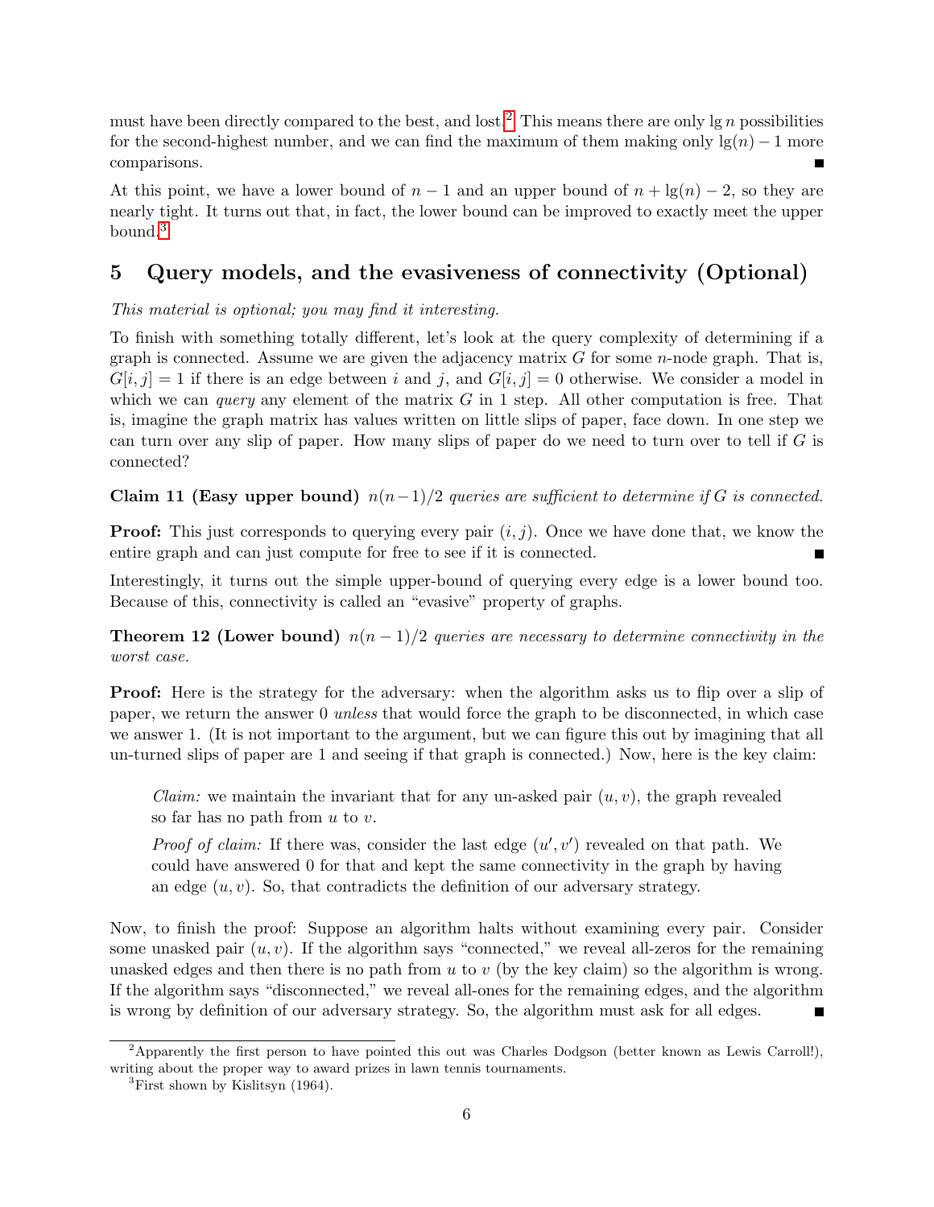must have been directly compared to the best, and lost.[2] This means there are only $\lg n$ possibilities for the second-highest number, and we can find the maximum of them making only $\lg(n) - 1$ more comparisons. ■

At this point, we have a lower bound of $n - 1$ and an upper bound of $n + \lg(n) - 2$, so they are nearly tight. It turns out that, in fact, the lower bound can be improved to exactly meet the upper bound.[3]

## 5 Query models, and the evasiveness of connectivity (Optional)

*This material is optional; you may find it interesting.*

To finish with something totally different, let's look at the query complexity of determining if a graph is connected. Assume we are given the adjacency matrix $G$ for some $n$-node graph. That is, $G[i, j] = 1$ if there is an edge between $i$ and $j$, and $G[i, j] = 0$ otherwise. We consider a model in which we can *query* any element of the matrix $G$ in 1 step. All other computation is free. That is, imagine the graph matrix has values written on little slips of paper, face down. In one step we can turn over any slip of paper. How many slips of paper do we need to turn over to tell if $G$ is connected?

**Claim 11 (Easy upper bound)** *$n(n-1)/2$ queries are sufficient to determine if $G$ is connected.*

**Proof:** This just corresponds to querying every pair $(i, j)$. Once we have done that, we know the entire graph and can just compute for free to see if it is connected. ■

Interestingly, it turns out the simple upper-bound of querying every edge is a lower bound too. Because of this, connectivity is called an "evasive" property of graphs.

**Theorem 12 (Lower bound)** *$n(n-1)/2$ queries are necessary to determine connectivity in the worst case.*

**Proof:** Here is the strategy for the adversary: when the algorithm asks us to flip over a slip of paper, we return the answer 0 *unless* that would force the graph to be disconnected, in which case we answer 1. (It is not important to the argument, but we can figure this out by imagining that all un-turned slips of paper are 1 and seeing if that graph is connected.) Now, here is the key claim:

> *Claim:* we maintain the invariant that for any un-asked pair $(u, v)$, the graph revealed so far has no path from $u$ to $v$.
>
> *Proof of claim:* If there was, consider the last edge $(u', v')$ revealed on that path. We could have answered 0 for that and kept the same connectivity in the graph by having an edge $(u, v)$. So, that contradicts the definition of our adversary strategy.

Now, to finish the proof: Suppose an algorithm halts without examining every pair. Consider some unasked pair $(u, v)$. If the algorithm says "connected," we reveal all-zeros for the remaining unasked edges and then there is no path from $u$ to $v$ (by the key claim) so the algorithm is wrong. If the algorithm says "disconnected," we reveal all-ones for the remaining edges, and the algorithm is wrong by definition of our adversary strategy. So, the algorithm must ask for all edges. ■

---

[2] Apparently the first person to have pointed this out was Charles Dodgson (better known as Lewis Carroll!), writing about the proper way to award prizes in lawn tennis tournaments.

[3] First shown by Kislitsyn (1964).